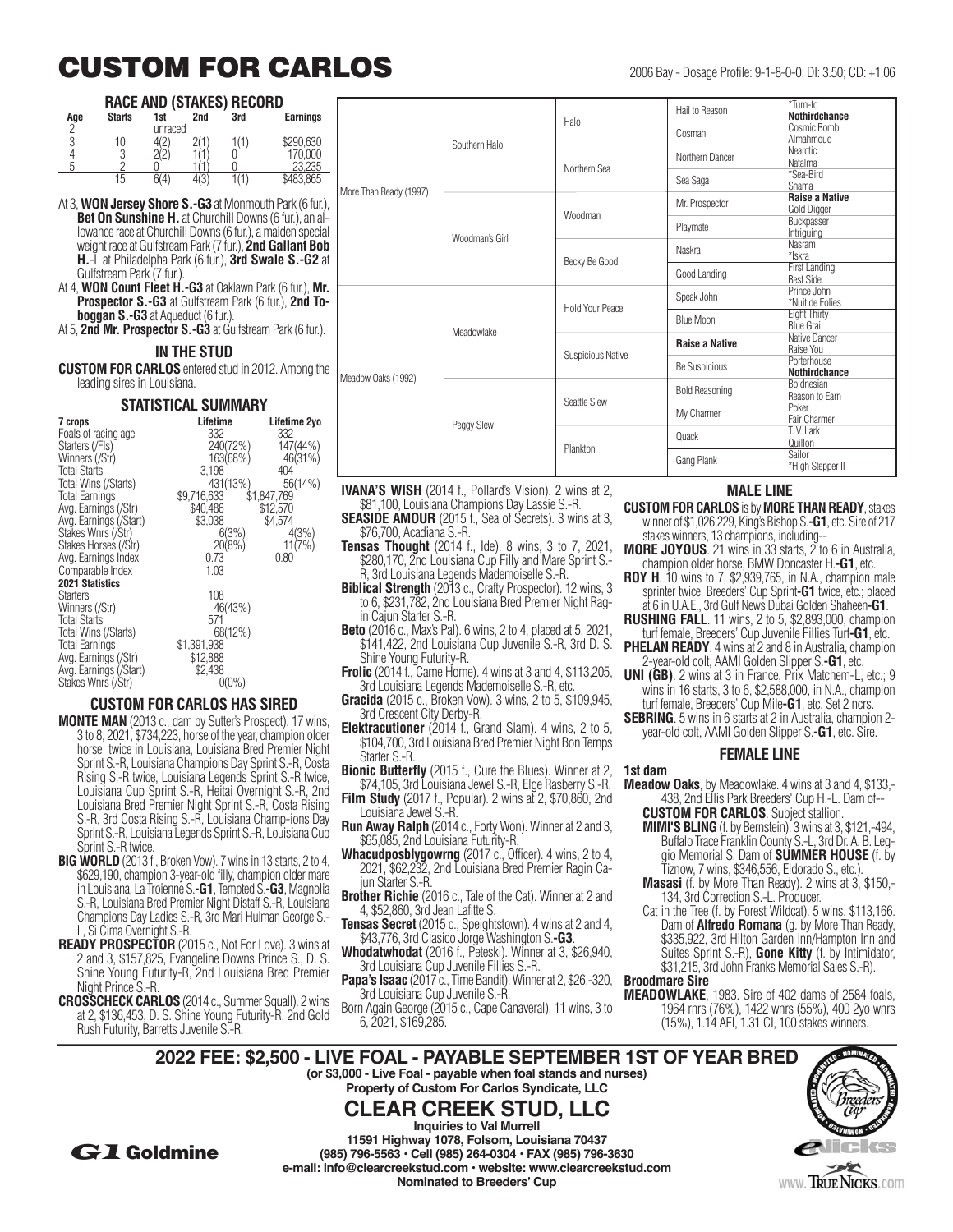# CUSTOM FOR CARLOS

2006 Bay - Dosage Profile: 9-1-8-0-0; DI: 3.50; CD: +1.06

## RACE AND (STAKES) RECORD

| Age | Starts | 1st | 2nd | 3rd | Earnings |
|---|---|---|---|---|---|
| 2 | | unraced | | | |
| 3 | 10 | 4(2) | 2(1) | 1(1) | $290,630 |
| 4 | 3 | 2(2) | 1(1) | 0 | 170,000 |
| 5 | 2 | 0 | 1(1) | 0 | 23,235 |
| | 15 | 6(4) | 4(3) | 1(1) | $483,865 |

At 3, **WON Jersey Shore S.-G3** at Monmouth Park (6 fur.), **Bet On Sunshine H.** at Churchill Downs (6 fur.), an allowance race at Churchill Downs (6 fur.), a maiden special weight race at Gulfstream Park (7 fur.), **2nd Gallant Bob H.**-L at Philadelphia Park (6 fur.), **3rd Swale S.-G2** at Gulfstream Park (7 fur.).

At 4, **WON Count Fleet H.-G3** at Oaklawn Park (6 fur.), **Mr. Prospector S.-G3** at Gulfstream Park (6 fur.), **2nd Toboggan S.-G3** at Aqueduct (6 fur.).

At 5, **2nd Mr. Prospector S.-G3** at Gulfstream Park (6 fur.).

## IN THE STUD

**CUSTOM FOR CARLOS** entered stud in 2012. Among the leading sires in Louisiana.

## STATISTICAL SUMMARY

| 7 crops | Lifetime | Lifetime 2yo |
|---|---|---|
| Foals of racing age | 332 | 332 |
| Starters (/Fls) | 240(72%) | 147(44%) |
| Winners (/Str) | 163(68%) | 46(31%) |
| Total Starts | 3,198 | 404 |
| Total Wins (/Starts) | 431(13%) | 56(14%) |
| Total Earnings | $9,716,633 | $1,847,769 |
| Avg. Earnings (/Str) | $40,486 | $12,570 |
| Avg. Earnings (/Start) | $3,038 | $4,574 |
| Stakes Wnrs (/Str) | 6(3%) | 4(3%) |
| Stakes Horses (/Str) | 20(8%) | 11(7%) |
| Avg. Earnings Index | 0.73 | 0.80 |
| Comparable Index | 1.03 | |
| **2021 Statistics** | | |
| Starters | 108 | |
| Winners (/Str) | 46(43%) | |
| Total Starts | 571 | |
| Total Wins (/Starts) | 68(12%) | |
| Total Earnings | $1,391,938 | |
| Avg. Earnings (/Str) | $12,888 | |
| Avg. Earnings (/Start) | $2,438 | |
| Stakes Wnrs (/Str) | 0(0%) | |

## CUSTOM FOR CARLOS HAS SIRED

**MONTE MAN** (2013 c., dam by Sutter's Prospect). 17 wins, 3 to 8, 2021, $734,223, horse of the year, champion older horse twice in Louisiana, Louisiana Bred Premier Night Sprint S.-R, Louisiana Champions Day Sprint S.-R, Costa Rising S.-R twice, Louisiana Legends Sprint S.-R twice, Louisiana Cup Sprint S.-R, Heitai Overnight S.-R, 2nd Louisiana Bred Premier Night Sprint S.-R, Costa Rising S.-R, 3rd Costa Rising S.-R, Louisiana Champ-ions Day Sprint S.-R, Louisiana Legends Sprint S.-R, Louisiana Cup Sprint S.-R twice.

**BIG WORLD** (2013 f., Broken Vow). 7 wins in 13 starts, 2 to 4, $629,190, champion 3-year-old filly, champion older mare in Louisiana, La Troienne S.**-G1**, Tempted S.**-G3**, Magnolia S.-R, Louisiana Bred Premier Night Distaff S.-R, Louisiana Champions Day Ladies S.-R, 3rd Mari Hulman George S.-L, Si Cima Overnight S.-R.

**READY PROSPECTOR** (2015 c., Not For Love). 3 wins at 2 and 3, $157,825, Evangeline Downs Prince S., D. S. Shine Young Futurity-R, 2nd Louisiana Bred Premier Night Prince S.-R.

**CROSSCHECK CARLOS** (2014 c., Summer Squall). 2 wins at 2, $136,453, D. S. Shine Young Futurity-R, 2nd Gold Rush Futurity, Barretts Juvenile S.-R.

**IVANA'S WISH** (2014 f., Pollard's Vision). 2 wins at 2, $81,100, Louisiana Champions Day Lassie S.-R.

**SEASIDE AMOUR** (2015 f., Sea of Secrets). 3 wins at 3, $76,700, Acadiana S.-R.

**Tensas Thought** (2014 f., Ide). 8 wins, 3 to 7, 2021, $280,170, 2nd Louisiana Cup Filly and Mare Sprint S.-R, 3rd Louisiana Legends Mademoiselle S.-R.

**Biblical Strength** (2013 c., Crafty Prospector). 12 wins, 3 to 6, $231,782, 2nd Louisiana Bred Premier Night Ragin Cajun Starter S.-R.

**Beto** (2016 c., Max's Pal). 6 wins, 2 to 4, placed at 5, 2021, $141,422, 2nd Louisiana Cup Juvenile S.-R, 3rd D. S. Shine Young Futurity-R.

**Frolic** (2014 f., Came Home). 4 wins at 3 and 4, $113,205, 3rd Louisiana Legends Mademoiselle S.-R, etc.

**Gracida** (2015 c., Broken Vow). 3 wins, 2 to 5, $109,945, 3rd Crescent City Derby-R.

**Elektracutioner** (2014 f., Grand Slam). 4 wins, 2 to 5, $104,700, 3rd Louisiana Bred Premier Night Bon Temps Starter S.-R.

**Bionic Butterfly** (2015 f., Cure the Blues). Winner at 2, $74,105, 3rd Louisiana Jewel S.-R, Elge Rasberry S.-R.

**Film Study** (2017 f., Popular). 2 wins at 2, $70,860, 2nd Louisiana Jewel S.-R.

**Run Away Ralph** (2014 c., Forty Won). Winner at 2 and 3, $65,085, 2nd Louisiana Futurity-R.

**Whacudposblygowrng** (2017 c., Officer). 4 wins, 2 to 4, 2021, $62,232, 2nd Louisiana Bred Premier Ragin Cajun Starter S.-R.

**Brother Richie** (2016 c., Tale of the Cat). Winner at 2 and 4, $52,860, 3rd Jean Lafitte S.

**Tensas Secret** (2015 c., Speightstown). 4 wins at 2 and 4, $43,776, 3rd Clasico Jorge Washington S.**-G3**.

**Whodatwhodat** (2016 f., Peteski). Winner at 3, $26,940, 3rd Louisiana Cup Juvenile Fillies S.-R.

**Papa's Isaac** (2017 c., Time Bandit). Winner at 2, $26,-320, 3rd Louisiana Cup Juvenile S.-R.

Born Again George (2015 c., Cape Canaveral). 11 wins, 3 to 6, 2021, $169,285.

## PEDIGREE

| | | | | |
|---|---|---|---|---|
| More Than Ready (1997) | Southern Halo | Halo | Hail to Reason | *Turn-to / **Nothirdchance** |
| | | | Cosmah | Cosmic Bomb / Almahmoud |
| | | Northern Sea | Northern Dancer | Nearctic / Natalma |
| | | | Sea Saga | *Sea-Bird / Shama |
| | Woodman's Girl | Woodman | Mr. Prospector | **Raise a Native** / Gold Digger |
| | | | Playmate | Buckpasser / Intriguing |
| | | Becky Be Good | Naskra | Nasram / *Iskra |
| | | | Good Landing | First Landing / Best Side |
| Meadow Oaks (1992) | Meadowlake | Hold Your Peace | Speak John | Prince John / *Nuit de Folies |
| | | | Blue Moon | Eight Thirty / Blue Grail |
| | | Suspicious Native | **Raise a Native** | Native Dancer / Raise You |
| | | | Be Suspicious | Porterhouse / **Nothirdchance** |
| | Peggy Slew | Seattle Slew | Bold Reasoning | Boldnesian / Reason to Earn |
| | | | My Charmer | Poker / Fair Charmer |
| | | Plankton | Quack | T. V. Lark / Quillon |
| | | | Gang Plank | Sailor / *High Stepper II |

## MALE LINE

**CUSTOM FOR CARLOS** is by **MORE THAN READY**, stakes winner of $1,026,229, King's Bishop S.**-G1**, etc. Sire of 217 stakes winners, 13 champions, including--

**MORE JOYOUS**. 21 wins in 33 starts, 2 to 6 in Australia, champion older horse, BMW Doncaster H.**-G1**, etc.

**ROY H**. 10 wins to 7, $2,939,765, in N.A., champion male sprinter twice, Breeders' Cup Sprint**-G1** twice, etc.; placed at 6 in U.A.E., 3rd Gulf News Dubai Golden Shaheen**-G1**.

**RUSHING FALL**. 11 wins, 2 to 5, $2,893,000, champion turf female, Breeders' Cup Juvenile Fillies Turf**-G1**, etc.

**PHELAN READY**. 4 wins at 2 and 8 in Australia, champion 2-year-old colt, AAMI Golden Slipper S.**-G1**, etc.

**UNI (GB)**. 2 wins at 3 in France, Prix Matchem-L, etc.; 9 wins in 16 starts, 3 to 6, $2,588,000, in N.A., champion turf female, Breeders' Cup Mile**-G1**, etc. Set 2 ncrs.

**SEBRING**. 5 wins in 6 starts at 2 in Australia, champion 2-year-old colt, AAMI Golden Slipper S.**-G1**, etc. Sire.

## FEMALE LINE

**1st dam**

**Meadow Oaks**, by Meadowlake. 4 wins at 3 and 4, $133,-438, 2nd Ellis Park Breeders' Cup H.-L. Dam of--

**CUSTOM FOR CARLOS**. Subject stallion.

**MIMI'S BLING** (f. by Bernstein). 3 wins at 3, $121,-494, Buffalo Trace Franklin County S.-L, 3rd Dr. A. B. Leggio Memorial S. Dam of **SUMMER HOUSE** (f. by Tiznow, 7 wins, $346,556, Eldorado S., etc.).

**Masasi** (f. by More Than Ready). 2 wins at 3, $150,-134, 3rd Correction S.-L. Producer.

Cat in the Tree (f. by Forest Wildcat). 5 wins, $113,166. Dam of **Alfredo Romana** (g. by More Than Ready, $335,922, 3rd Hilton Garden Inn/Hampton Inn and Suites Sprint S.-R), **Gone Kitty** (f. by Intimidator, $31,215, 3rd John Franks Memorial Sales S.-R).

**Broodmare Sire**

**MEADOWLAKE**, 1983. Sire of 402 dams of 2584 foals, 1964 rnrs (76%), 1422 wnrs (55%), 400 2yo wnrs (15%), 1.14 AEI, 1.31 CI, 100 stakes winners.

---

**2022 FEE: $2,500 - LIVE FOAL - PAYABLE SEPTEMBER 1ST OF YEAR BRED**

**(or $3,000 - Live Foal - payable when foal stands and nurses)**

**Property of Custom For Carlos Syndicate, LLC**

## CLEAR CREEK STUD, LLC

**Inquiries to Val Murrell**

**11591 Highway 1078, Folsom, Louisiana 70437**

**(985) 796-5563 • Cell (985) 264-0304 • FAX (985) 796-3630**

**e-mail: info@clearcreekstud.com • website: www.clearcreekstud.com**

**Nominated to Breeders' Cup**

G1 Goldmine

www.TrueNicks.com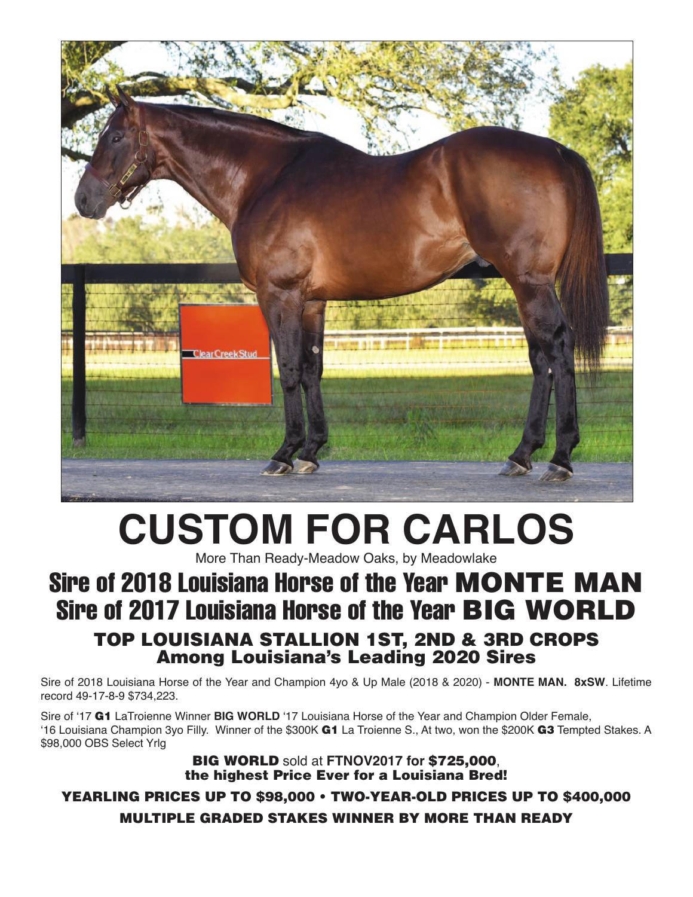# CUSTOM FOR CARLOS

More Than Ready-Meadow Oaks, by Meadowlake

## Sire of 2018 Louisiana Horse of the Year MONTE MAN
## Sire of 2017 Louisiana Horse of the Year BIG WORLD

### TOP LOUISIANA STALLION 1ST, 2ND & 3RD CROPS
### Among Louisiana's Leading 2020 Sires

Sire of 2018 Louisiana Horse of the Year and Champion 4yo & Up Male (2018 & 2020) - **MONTE MAN. 8xSW**. Lifetime record 49-17-8-9 $734,223.

Sire of '17 **G1** LaTroienne Winner **BIG WORLD** '17 Louisiana Horse of the Year and Champion Older Female, '16 Louisiana Champion 3yo Filly. Winner of the $300K **G1** La Troienne S., At two, won the $200K **G3** Tempted Stakes. A $98,000 OBS Select Yrlg

**BIG WORLD** sold at **FTNOV2017 for $725,000**, **the highest Price Ever for a Louisiana Bred!**

**YEARLING PRICES UP TO $98,000 • TWO-YEAR-OLD PRICES UP TO $400,000**

**MULTIPLE GRADED STAKES WINNER BY MORE THAN READY**